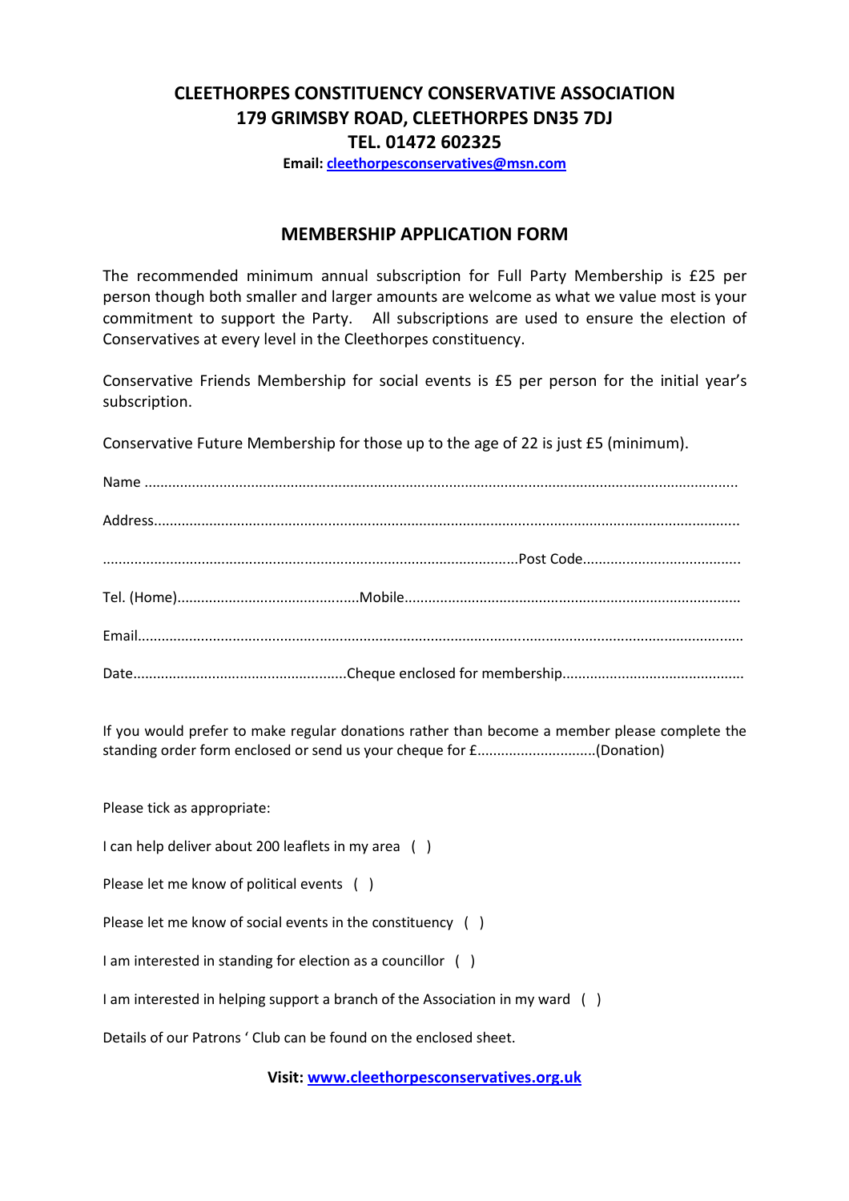# CLEETHORPES CONSTITUENCY CONSERVATIVE ASSOCIATION
# 179 GRIMSBY ROAD, CLEETHORPES DN35 7DJ
# TEL. 01472 602325

**Email: cleethorpesconservatives@msn.com**

## MEMBERSHIP APPLICATION FORM

The recommended minimum annual subscription for Full Party Membership is £25 per person though both smaller and larger amounts are welcome as what we value most is your commitment to support the Party. All subscriptions are used to ensure the election of Conservatives at every level in the Cleethorpes constituency.

Conservative Friends Membership for social events is £5 per person for the initial year's subscription.

Conservative Future Membership for those up to the age of 22 is just £5 (minimum).

Name ..................................................................................................................................................

Address..................................................................................................................................................

.......................................................................................................Post Code.......................................

Tel. (Home).............................................Mobile...................................................................................

Email......................................................................................................................................................

Date.....................................................Cheque enclosed for membership.............................................

If you would prefer to make regular donations rather than become a member please complete the standing order form enclosed or send us your cheque for £..............................(Donation)

Please tick as appropriate:

I can help deliver about 200 leaflets in my area ( )

Please let me know of political events ( )

Please let me know of social events in the constituency ( )

I am interested in standing for election as a councillor ( )

I am interested in helping support a branch of the Association in my ward ( )

Details of our Patrons ' Club can be found on the enclosed sheet.

**Visit: www.cleethorpesconservatives.org.uk**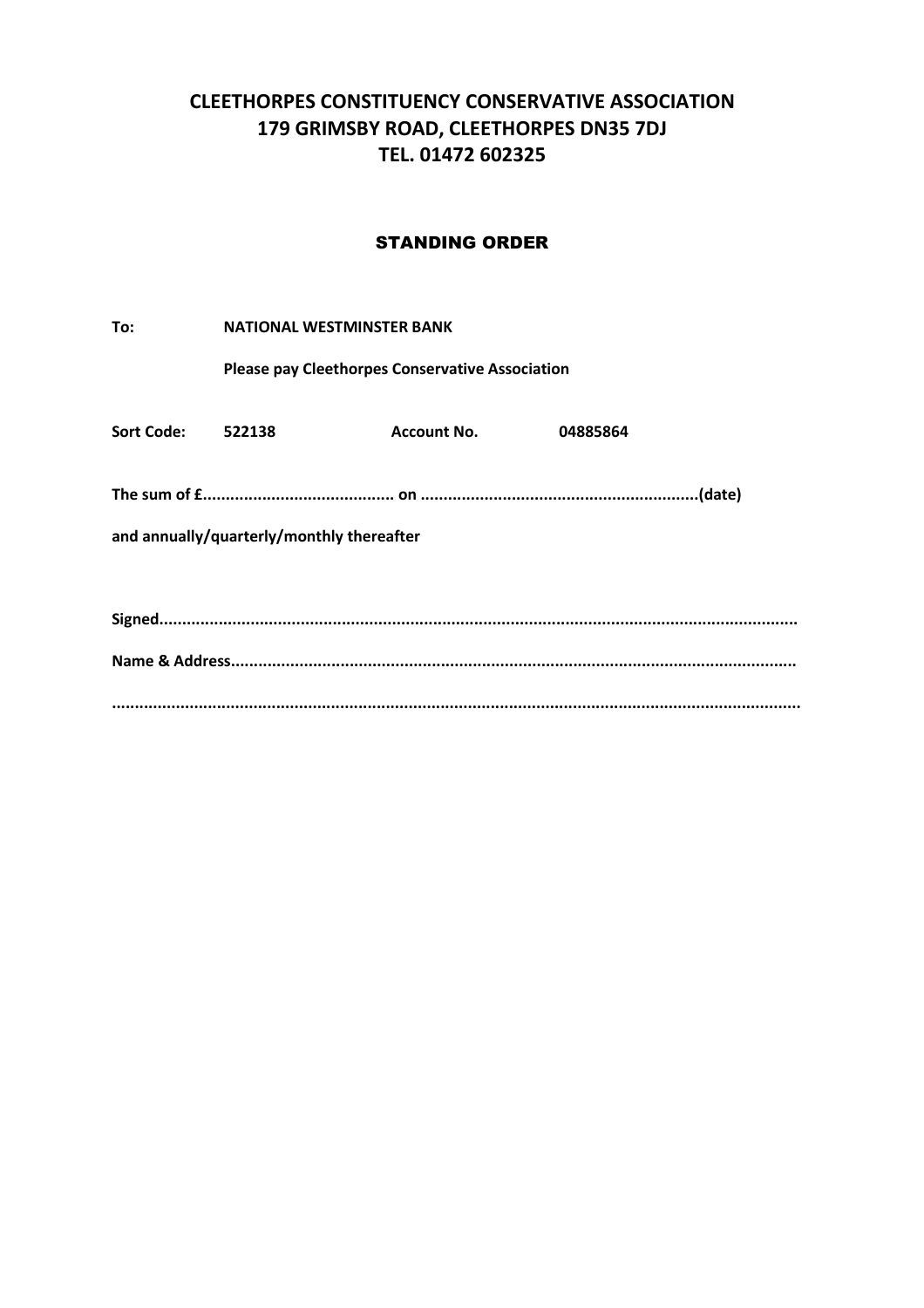# CLEETHORPES CONSTITUENCY CONSERVATIVE ASSOCIATION
# 179 GRIMSBY ROAD, CLEETHORPES DN35 7DJ
# TEL. 01472 602325

## STANDING ORDER

**To:** **NATIONAL WESTMINSTER BANK**

**Please pay Cleethorpes Conservative Association**

**Sort Code:** **522138** **Account No.** **04885864**

**The sum of £......................................... on ............................................................(date)**

**and annually/quarterly/monthly thereafter**

**Signed..........................................................................................................................................**

**Name & Address.........................................................................................................................**

**...................................................................................................................................................**